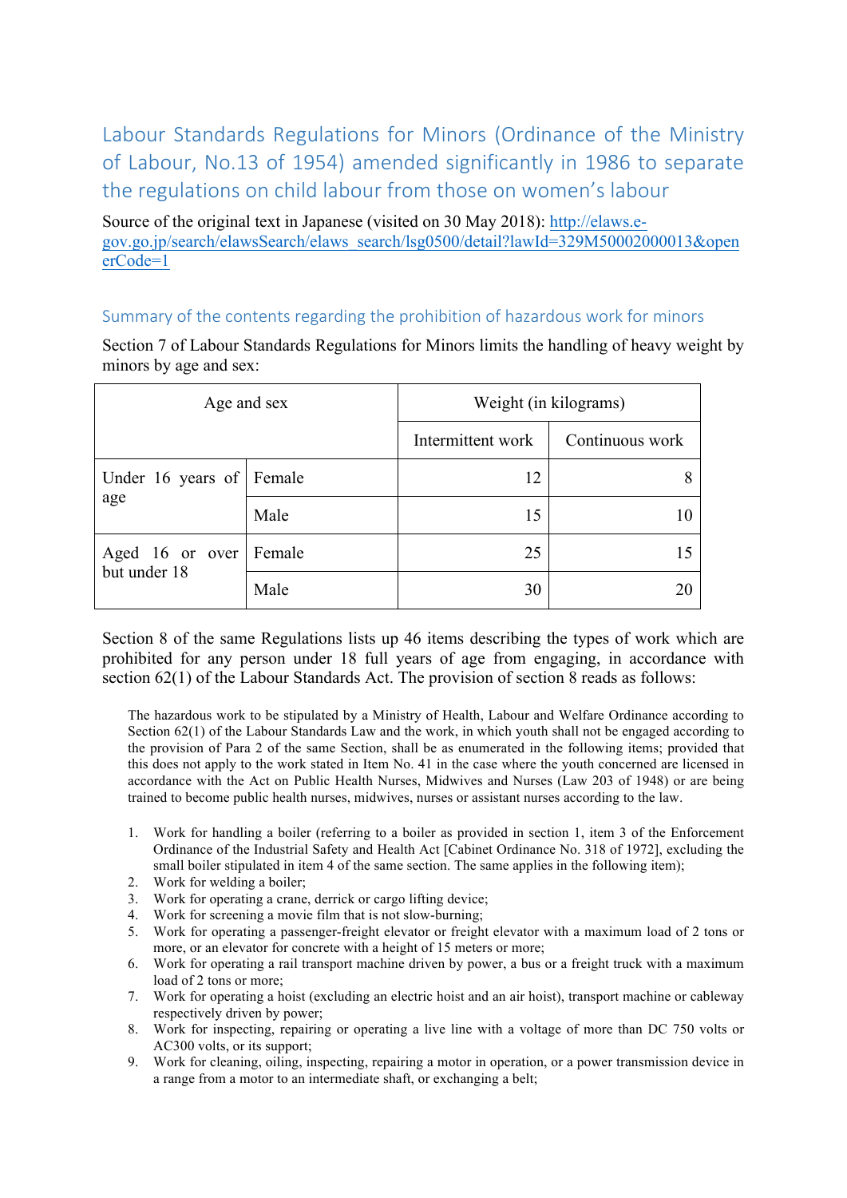# Labour Standards Regulations for Minors (Ordinance of the Ministry of Labour, No.13 of 1954) amended significantly in 1986 to separate the regulations on child labour from those on women's labour

Source of the original text in Japanese (visited on 30 May 2018): [http://elaws.e-gov.go.jp/search/elawsSearch/elaws_search/lsg0500/detail?lawId=329M50002000013&openerCode=1](http://elaws.e-gov.go.jp/search/elawsSearch/elaws_search/lsg0500/detail?lawId=329M50002000013&openerCode=1)

## Summary of the contents regarding the prohibition of hazardous work for minors

Section 7 of Labour Standards Regulations for Minors limits the handling of heavy weight by minors by age and sex:

| Age and sex | | Weight (in kilograms) | |
|---|---|---|---|
| | | Intermittent work | Continuous work |
| Under 16 years of age | Female | 12 | 8 |
| | Male | 15 | 10 |
| Aged 16 or over but under 18 | Female | 25 | 15 |
| | Male | 30 | 20 |

Section 8 of the same Regulations lists up 46 items describing the types of work which are prohibited for any person under 18 full years of age from engaging, in accordance with section 62(1) of the Labour Standards Act. The provision of section 8 reads as follows:

> The hazardous work to be stipulated by a Ministry of Health, Labour and Welfare Ordinance according to Section 62(1) of the Labour Standards Law and the work, in which youth shall not be engaged according to the provision of Para 2 of the same Section, shall be as enumerated in the following items; provided that this does not apply to the work stated in Item No. 41 in the case where the youth concerned are licensed in accordance with the Act on Public Health Nurses, Midwives and Nurses (Law 203 of 1948) or are being trained to become public health nurses, midwives, nurses or assistant nurses according to the law.

1. Work for handling a boiler (referring to a boiler as provided in section 1, item 3 of the Enforcement Ordinance of the Industrial Safety and Health Act [Cabinet Ordinance No. 318 of 1972], excluding the small boiler stipulated in item 4 of the same section. The same applies in the following item);
2. Work for welding a boiler;
3. Work for operating a crane, derrick or cargo lifting device;
4. Work for screening a movie film that is not slow-burning;
5. Work for operating a passenger-freight elevator or freight elevator with a maximum load of 2 tons or more, or an elevator for concrete with a height of 15 meters or more;
6. Work for operating a rail transport machine driven by power, a bus or a freight truck with a maximum load of 2 tons or more;
7. Work for operating a hoist (excluding an electric hoist and an air hoist), transport machine or cableway respectively driven by power;
8. Work for inspecting, repairing or operating a live line with a voltage of more than DC 750 volts or AC300 volts, or its support;
9. Work for cleaning, oiling, inspecting, repairing a motor in operation, or a power transmission device in a range from a motor to an intermediate shaft, or exchanging a belt;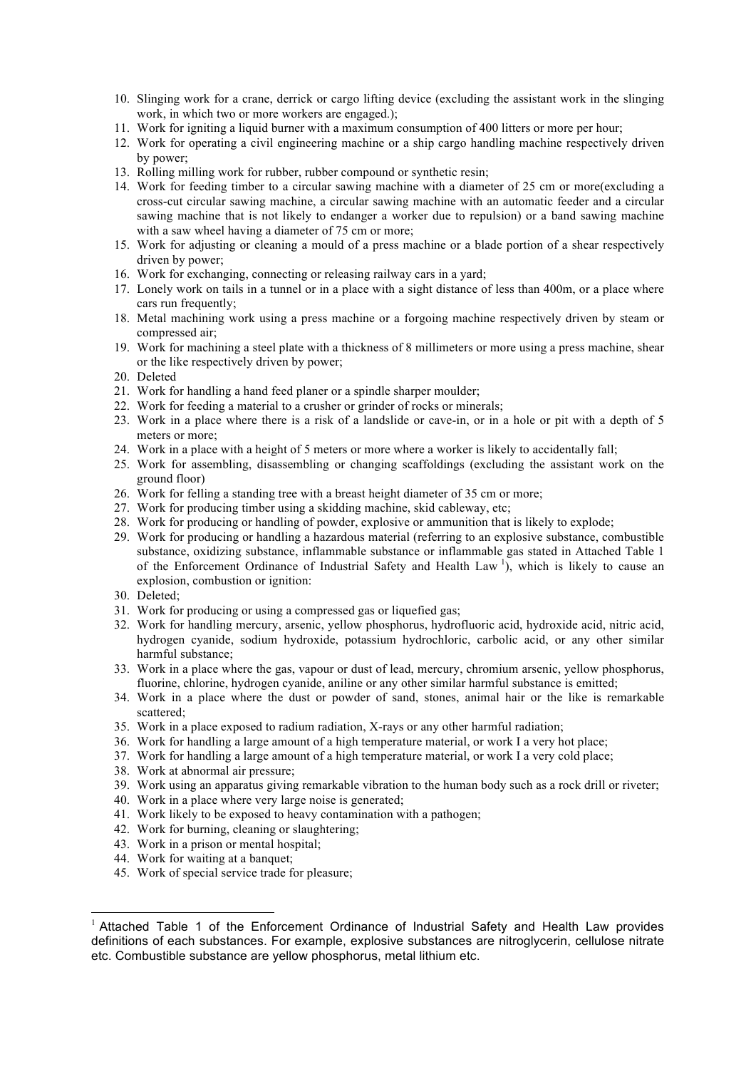10. Slinging work for a crane, derrick or cargo lifting device (excluding the assistant work in the slinging work, in which two or more workers are engaged.);
11. Work for igniting a liquid burner with a maximum consumption of 400 litters or more per hour;
12. Work for operating a civil engineering machine or a ship cargo handling machine respectively driven by power;
13. Rolling milling work for rubber, rubber compound or synthetic resin;
14. Work for feeding timber to a circular sawing machine with a diameter of 25 cm or more(excluding a cross-cut circular sawing machine, a circular sawing machine with an automatic feeder and a circular sawing machine that is not likely to endanger a worker due to repulsion) or a band sawing machine with a saw wheel having a diameter of 75 cm or more;
15. Work for adjusting or cleaning a mould of a press machine or a blade portion of a shear respectively driven by power;
16. Work for exchanging, connecting or releasing railway cars in a yard;
17. Lonely work on tails in a tunnel or in a place with a sight distance of less than 400m, or a place where cars run frequently;
18. Metal machining work using a press machine or a forgoing machine respectively driven by steam or compressed air;
19. Work for machining a steel plate with a thickness of 8 millimeters or more using a press machine, shear or the like respectively driven by power;
20. Deleted
21. Work for handling a hand feed planer or a spindle sharper moulder;
22. Work for feeding a material to a crusher or grinder of rocks or minerals;
23. Work in a place where there is a risk of a landslide or cave-in, or in a hole or pit with a depth of 5 meters or more;
24. Work in a place with a height of 5 meters or more where a worker is likely to accidentally fall;
25. Work for assembling, disassembling or changing scaffoldings (excluding the assistant work on the ground floor)
26. Work for felling a standing tree with a breast height diameter of 35 cm or more;
27. Work for producing timber using a skidding machine, skid cableway, etc;
28. Work for producing or handling of powder, explosive or ammunition that is likely to explode;
29. Work for producing or handling a hazardous material (referring to an explosive substance, combustible substance, oxidizing substance, inflammable substance or inflammable gas stated in Attached Table 1 of the Enforcement Ordinance of Industrial Safety and Health Law [1]), which is likely to cause an explosion, combustion or ignition:
30. Deleted;
31. Work for producing or using a compressed gas or liquefied gas;
32. Work for handling mercury, arsenic, yellow phosphorus, hydrofluoric acid, hydroxide acid, nitric acid, hydrogen cyanide, sodium hydroxide, potassium hydrochloric, carbolic acid, or any other similar harmful substance;
33. Work in a place where the gas, vapour or dust of lead, mercury, chromium arsenic, yellow phosphorus, fluorine, chlorine, hydrogen cyanide, aniline or any other similar harmful substance is emitted;
34. Work in a place where the dust or powder of sand, stones, animal hair or the like is remarkable scattered;
35. Work in a place exposed to radium radiation, X-rays or any other harmful radiation;
36. Work for handling a large amount of a high temperature material, or work I a very hot place;
37. Work for handling a large amount of a high temperature material, or work I a very cold place;
38. Work at abnormal air pressure;
39. Work using an apparatus giving remarkable vibration to the human body such as a rock drill or riveter;
40. Work in a place where very large noise is generated;
41. Work likely to be exposed to heavy contamination with a pathogen;
42. Work for burning, cleaning or slaughtering;
43. Work in a prison or mental hospital;
44. Work for waiting at a banquet;
45. Work of special service trade for pleasure;

[1] Attached Table 1 of the Enforcement Ordinance of Industrial Safety and Health Law provides definitions of each substances. For example, explosive substances are nitroglycerin, cellulose nitrate etc. Combustible substance are yellow phosphorus, metal lithium etc.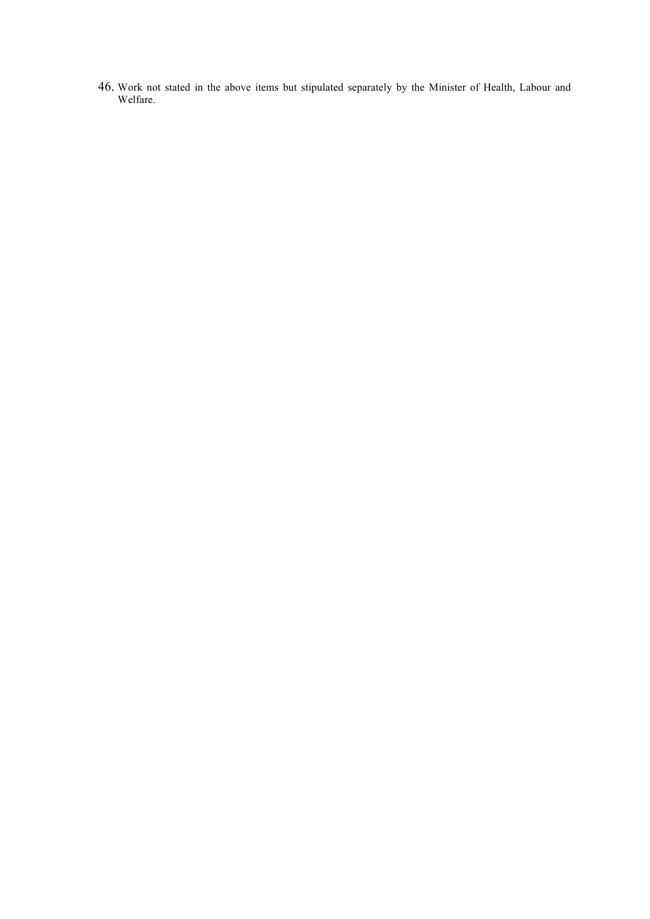46. Work not stated in the above items but stipulated separately by the Minister of Health, Labour and Welfare.